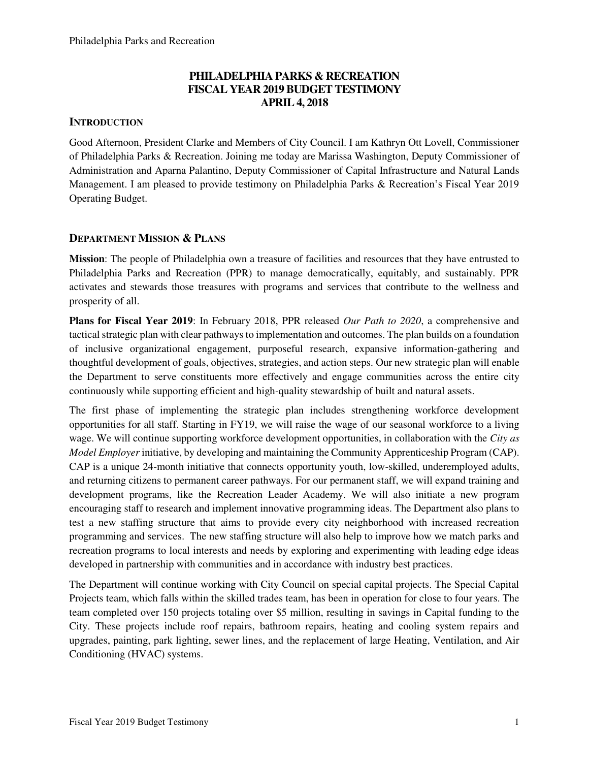# PHILADELPHIA PARKS & RECREATION
# FISCAL YEAR 2019 BUDGET TESTIMONY
# APRIL 4, 2018

## INTRODUCTION

Good Afternoon, President Clarke and Members of City Council. I am Kathryn Ott Lovell, Commissioner of Philadelphia Parks & Recreation. Joining me today are Marissa Washington, Deputy Commissioner of Administration and Aparna Palantino, Deputy Commissioner of Capital Infrastructure and Natural Lands Management. I am pleased to provide testimony on Philadelphia Parks & Recreation's Fiscal Year 2019 Operating Budget.

## DEPARTMENT MISSION & PLANS

**Mission**: The people of Philadelphia own a treasure of facilities and resources that they have entrusted to Philadelphia Parks and Recreation (PPR) to manage democratically, equitably, and sustainably. PPR activates and stewards those treasures with programs and services that contribute to the wellness and prosperity of all.

**Plans for Fiscal Year 2019**: In February 2018, PPR released *Our Path to 2020*, a comprehensive and tactical strategic plan with clear pathways to implementation and outcomes. The plan builds on a foundation of inclusive organizational engagement, purposeful research, expansive information-gathering and thoughtful development of goals, objectives, strategies, and action steps. Our new strategic plan will enable the Department to serve constituents more effectively and engage communities across the entire city continuously while supporting efficient and high-quality stewardship of built and natural assets.

The first phase of implementing the strategic plan includes strengthening workforce development opportunities for all staff. Starting in FY19, we will raise the wage of our seasonal workforce to a living wage. We will continue supporting workforce development opportunities, in collaboration with the *City as Model Employer* initiative, by developing and maintaining the Community Apprenticeship Program (CAP). CAP is a unique 24-month initiative that connects opportunity youth, low-skilled, underemployed adults, and returning citizens to permanent career pathways. For our permanent staff, we will expand training and development programs, like the Recreation Leader Academy. We will also initiate a new program encouraging staff to research and implement innovative programming ideas. The Department also plans to test a new staffing structure that aims to provide every city neighborhood with increased recreation programming and services. The new staffing structure will also help to improve how we match parks and recreation programs to local interests and needs by exploring and experimenting with leading edge ideas developed in partnership with communities and in accordance with industry best practices.

The Department will continue working with City Council on special capital projects. The Special Capital Projects team, which falls within the skilled trades team, has been in operation for close to four years. The team completed over 150 projects totaling over $5 million, resulting in savings in Capital funding to the City. These projects include roof repairs, bathroom repairs, heating and cooling system repairs and upgrades, painting, park lighting, sewer lines, and the replacement of large Heating, Ventilation, and Air Conditioning (HVAC) systems.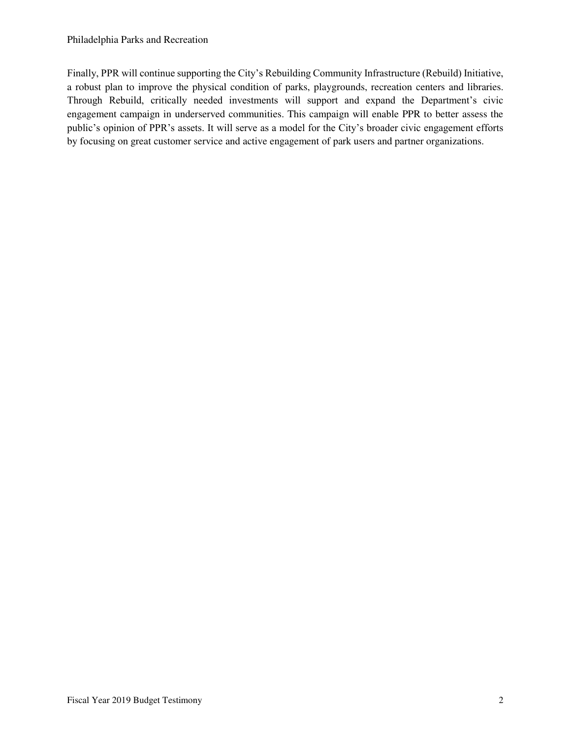Finally, PPR will continue supporting the City's Rebuilding Community Infrastructure (Rebuild) Initiative, a robust plan to improve the physical condition of parks, playgrounds, recreation centers and libraries. Through Rebuild, critically needed investments will support and expand the Department's civic engagement campaign in underserved communities. This campaign will enable PPR to better assess the public's opinion of PPR's assets. It will serve as a model for the City's broader civic engagement efforts by focusing on great customer service and active engagement of park users and partner organizations.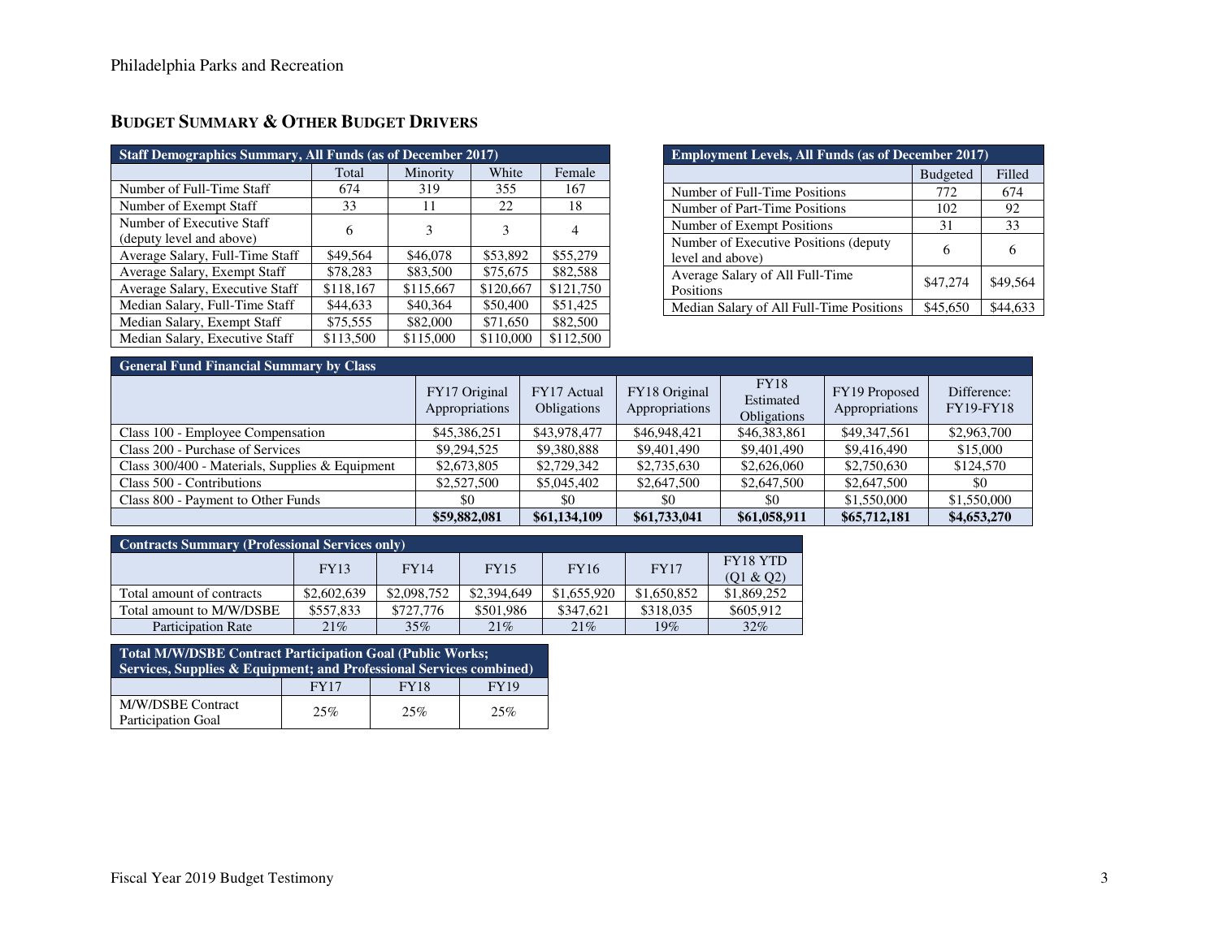## BUDGET SUMMARY & OTHER BUDGET DRIVERS

| Staff Demographics Summary, All Funds (as of December 2017) | | | | |
|---|---|---|---|---|
| | Total | Minority | White | Female |
| Number of Full-Time Staff | 674 | 319 | 355 | 167 |
| Number of Exempt Staff | 33 | 11 | 22 | 18 |
| Number of Executive Staff (deputy level and above) | 6 | 3 | 3 | 4 |
| Average Salary, Full-Time Staff | $49,564 | $46,078 | $53,892 | $55,279 |
| Average Salary, Exempt Staff | $78,283 | $83,500 | $75,675 | $82,588 |
| Average Salary, Executive Staff | $118,167 | $115,667 | $120,667 | $121,750 |
| Median Salary, Full-Time Staff | $44,633 | $40,364 | $50,400 | $51,425 |
| Median Salary, Exempt Staff | $75,555 | $82,000 | $71,650 | $82,500 |
| Median Salary, Executive Staff | $113,500 | $115,000 | $110,000 | $112,500 |

| Employment Levels, All Funds (as of December 2017) | | |
|---|---|---|
| | Budgeted | Filled |
| Number of Full-Time Positions | 772 | 674 |
| Number of Part-Time Positions | 102 | 92 |
| Number of Exempt Positions | 31 | 33 |
| Number of Executive Positions (deputy level and above) | 6 | 6 |
| Average Salary of All Full-Time Positions | $47,274 | $49,564 |
| Median Salary of All Full-Time Positions | $45,650 | $44,633 |

| General Fund Financial Summary by Class | | | | | | |
|---|---|---|---|---|---|---|
| | FY17 Original Appropriations | FY17 Actual Obligations | FY18 Original Appropriations | FY18 Estimated Obligations | FY19 Proposed Appropriations | Difference: FY19-FY18 |
| Class 100 - Employee Compensation | $45,386,251 | $43,978,477 | $46,948,421 | $46,383,861 | $49,347,561 | $2,963,700 |
| Class 200 - Purchase of Services | $9,294,525 | $9,380,888 | $9,401,490 | $9,401,490 | $9,416,490 | $15,000 |
| Class 300/400 - Materials, Supplies & Equipment | $2,673,805 | $2,729,342 | $2,735,630 | $2,626,060 | $2,750,630 | $124,570 |
| Class 500 - Contributions | $2,527,500 | $5,045,402 | $2,647,500 | $2,647,500 | $2,647,500 | $0 |
| Class 800 - Payment to Other Funds | $0 | $0 | $0 | $0 | $1,550,000 | $1,550,000 |
| | **$59,882,081** | **$61,134,109** | **$61,733,041** | **$61,058,911** | **$65,712,181** | **$4,653,270** |

| Contracts Summary (Professional Services only) | | | | | | |
|---|---|---|---|---|---|---|
| | FY13 | FY14 | FY15 | FY16 | FY17 | FY18 YTD (Q1 & Q2) |
| Total amount of contracts | $2,602,639 | $2,098,752 | $2,394,649 | $1,655,920 | $1,650,852 | $1,869,252 |
| Total amount to M/W/DSBE | $557,833 | $727,776 | $501,986 | $347,621 | $318,035 | $605,912 |
| Participation Rate | 21% | 35% | 21% | 21% | 19% | 32% |

| Total M/W/DSBE Contract Participation Goal (Public Works; Services, Supplies & Equipment; and Professional Services combined) | | | |
|---|---|---|---|
| | FY17 | FY18 | FY19 |
| M/W/DSBE Contract Participation Goal | 25% | 25% | 25% |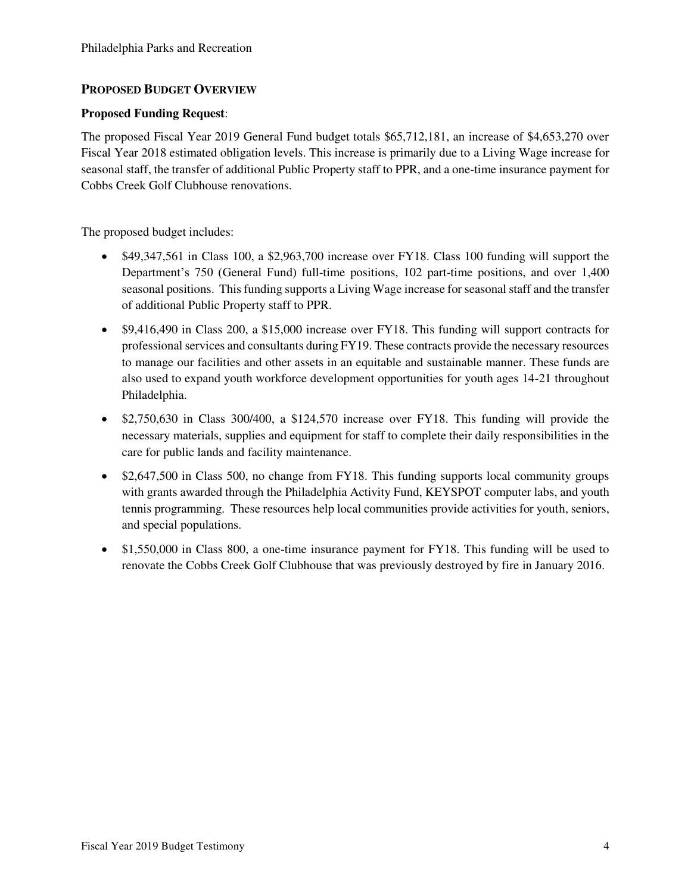## PROPOSED BUDGET OVERVIEW

**Proposed Funding Request**:

The proposed Fiscal Year 2019 General Fund budget totals $65,712,181, an increase of $4,653,270 over Fiscal Year 2018 estimated obligation levels. This increase is primarily due to a Living Wage increase for seasonal staff, the transfer of additional Public Property staff to PPR, and a one-time insurance payment for Cobbs Creek Golf Clubhouse renovations.

The proposed budget includes:

- $49,347,561 in Class 100, a $2,963,700 increase over FY18. Class 100 funding will support the Department's 750 (General Fund) full-time positions, 102 part-time positions, and over 1,400 seasonal positions. This funding supports a Living Wage increase for seasonal staff and the transfer of additional Public Property staff to PPR.
- $9,416,490 in Class 200, a $15,000 increase over FY18. This funding will support contracts for professional services and consultants during FY19. These contracts provide the necessary resources to manage our facilities and other assets in an equitable and sustainable manner. These funds are also used to expand youth workforce development opportunities for youth ages 14-21 throughout Philadelphia.
- $2,750,630 in Class 300/400, a $124,570 increase over FY18. This funding will provide the necessary materials, supplies and equipment for staff to complete their daily responsibilities in the care for public lands and facility maintenance.
- $2,647,500 in Class 500, no change from FY18. This funding supports local community groups with grants awarded through the Philadelphia Activity Fund, KEYSPOT computer labs, and youth tennis programming. These resources help local communities provide activities for youth, seniors, and special populations.
- $1,550,000 in Class 800, a one-time insurance payment for FY18. This funding will be used to renovate the Cobbs Creek Golf Clubhouse that was previously destroyed by fire in January 2016.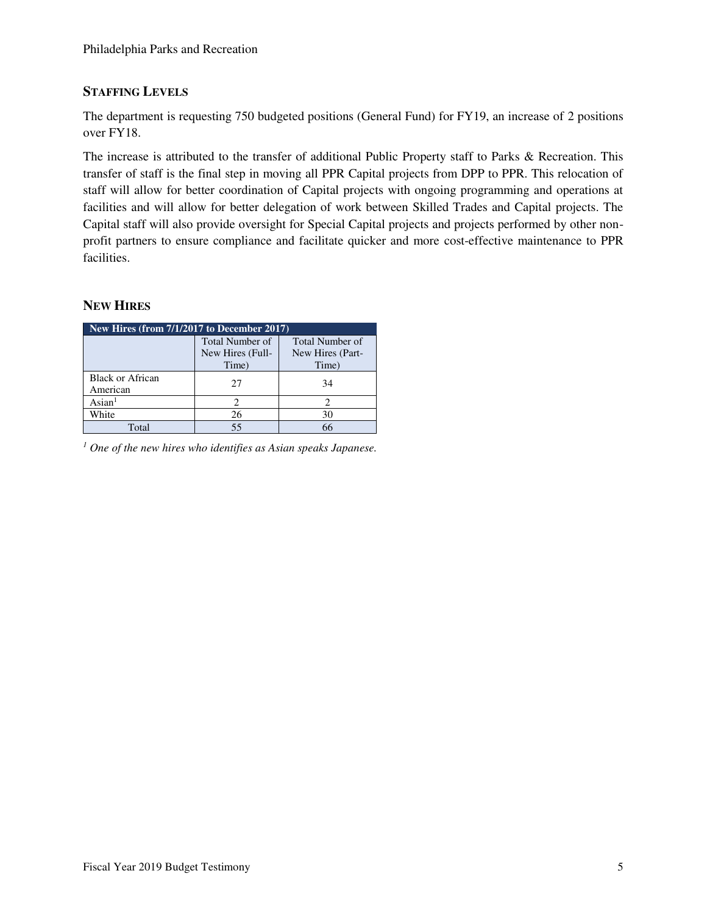## Staffing Levels

The department is requesting 750 budgeted positions (General Fund) for FY19, an increase of 2 positions over FY18.

The increase is attributed to the transfer of additional Public Property staff to Parks & Recreation. This transfer of staff is the final step in moving all PPR Capital projects from DPP to PPR. This relocation of staff will allow for better coordination of Capital projects with ongoing programming and operations at facilities and will allow for better delegation of work between Skilled Trades and Capital projects. The Capital staff will also provide oversight for Special Capital projects and projects performed by other non-profit partners to ensure compliance and facilitate quicker and more cost-effective maintenance to PPR facilities.

## New Hires

| New Hires (from 7/1/2017 to December 2017) | | |
|---|---|---|
| | Total Number of New Hires (Full-Time) | Total Number of New Hires (Part-Time) |
| Black or African American | 27 | 34 |
| Asian[1] | 2 | 2 |
| White | 26 | 30 |
| Total | 55 | 66 |

*[1] One of the new hires who identifies as Asian speaks Japanese.*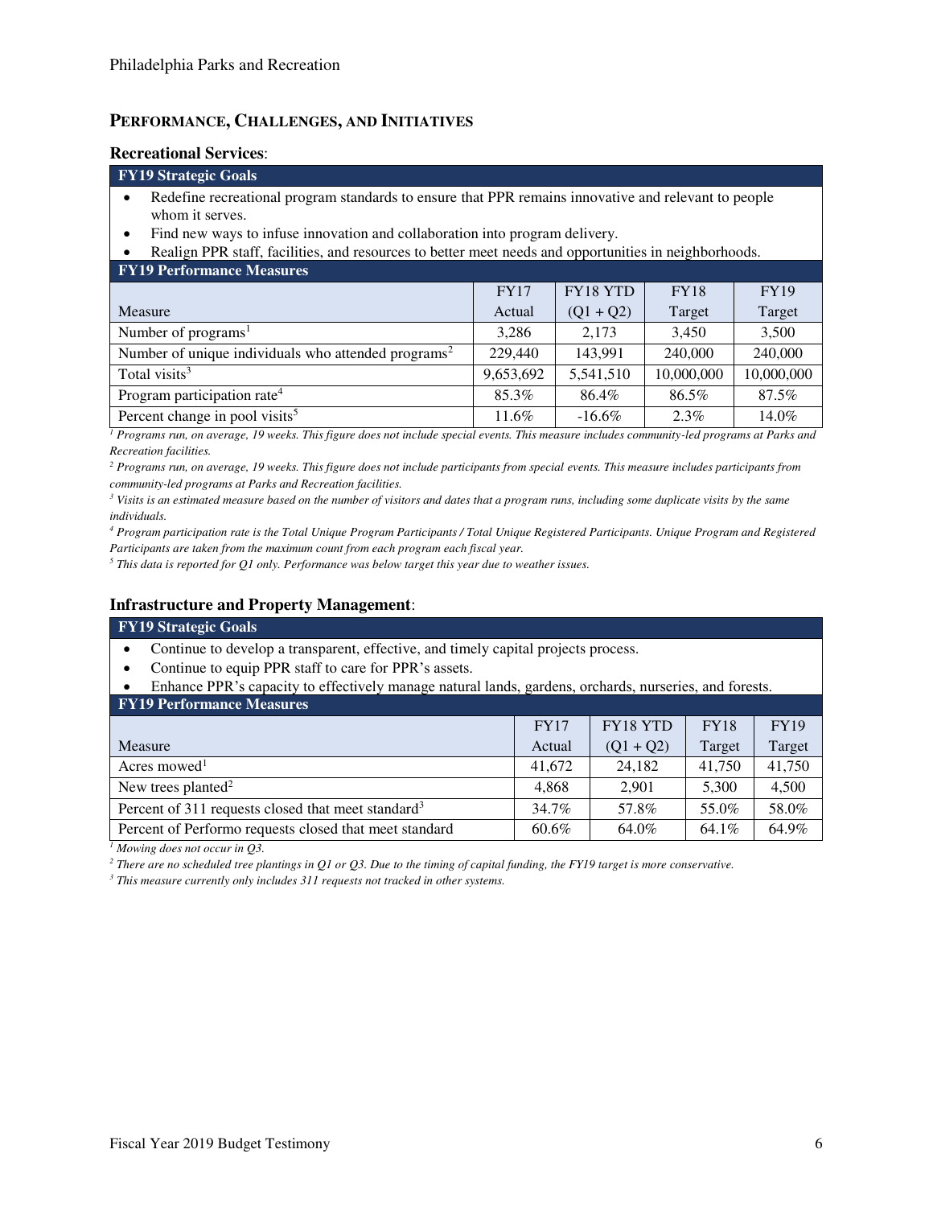## PERFORMANCE, CHALLENGES, AND INITIATIVES

### Recreational Services:

**FY19 Strategic Goals**

- Redefine recreational program standards to ensure that PPR remains innovative and relevant to people whom it serves.
- Find new ways to infuse innovation and collaboration into program delivery.
- Realign PPR staff, facilities, and resources to better meet needs and opportunities in neighborhoods.

**FY19 Performance Measures**

| Measure | FY17 Actual | FY18 YTD (Q1 + Q2) | FY18 Target | FY19 Target |
|---|---|---|---|---|
| Number of programs[1] | 3,286 | 2,173 | 3,450 | 3,500 |
| Number of unique individuals who attended programs[2] | 229,440 | 143,991 | 240,000 | 240,000 |
| Total visits[3] | 9,653,692 | 5,541,510 | 10,000,000 | 10,000,000 |
| Program participation rate[4] | 85.3% | 86.4% | 86.5% | 87.5% |
| Percent change in pool visits[5] | 11.6% | -16.6% | 2.3% | 14.0% |

*[1] Programs run, on average, 19 weeks. This figure does not include special events. This measure includes community-led programs at Parks and Recreation facilities.*

*[2] Programs run, on average, 19 weeks. This figure does not include participants from special events. This measure includes participants from community-led programs at Parks and Recreation facilities.*

*[3] Visits is an estimated measure based on the number of visitors and dates that a program runs, including some duplicate visits by the same individuals.*

*[4] Program participation rate is the Total Unique Program Participants / Total Unique Registered Participants. Unique Program and Registered Participants are taken from the maximum count from each program each fiscal year.*

*[5] This data is reported for Q1 only. Performance was below target this year due to weather issues.*

### Infrastructure and Property Management:

**FY19 Strategic Goals**

- Continue to develop a transparent, effective, and timely capital projects process.
- Continue to equip PPR staff to care for PPR's assets.
- Enhance PPR's capacity to effectively manage natural lands, gardens, orchards, nurseries, and forests.

**FY19 Performance Measures**

| Measure | FY17 Actual | FY18 YTD (Q1 + Q2) | FY18 Target | FY19 Target |
|---|---|---|---|---|
| Acres mowed[1] | 41,672 | 24,182 | 41,750 | 41,750 |
| New trees planted[2] | 4,868 | 2,901 | 5,300 | 4,500 |
| Percent of 311 requests closed that meet standard[3] | 34.7% | 57.8% | 55.0% | 58.0% |
| Percent of Performo requests closed that meet standard | 60.6% | 64.0% | 64.1% | 64.9% |

*[1] Mowing does not occur in Q3.*

*[2] There are no scheduled tree plantings in Q1 or Q3. Due to the timing of capital funding, the FY19 target is more conservative.*

*[3] This measure currently only includes 311 requests not tracked in other systems.*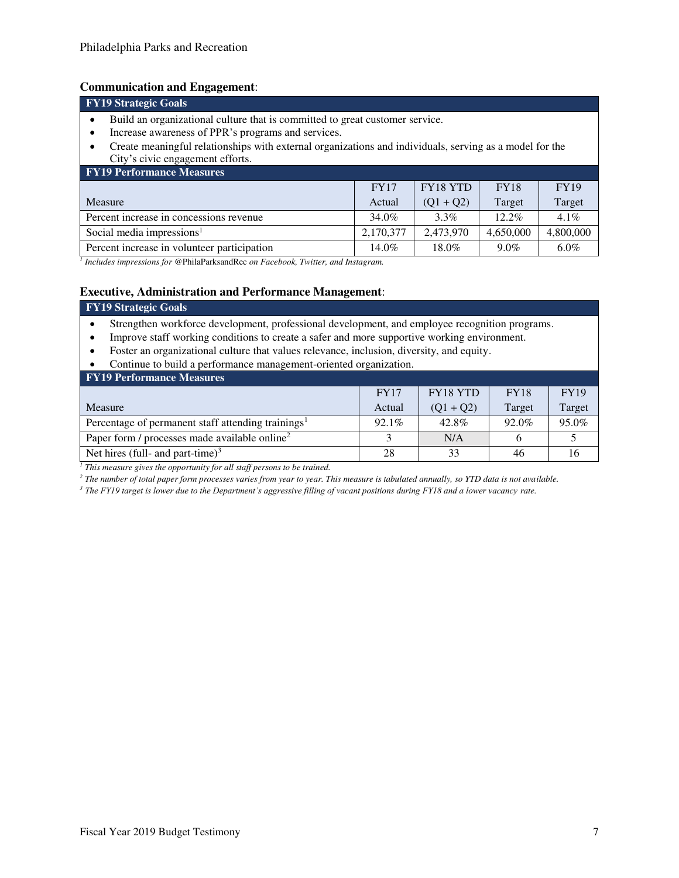**Communication and Engagement**:

| FY19 Strategic Goals |
| --- |

- Build an organizational culture that is committed to great customer service.
- Increase awareness of PPR's programs and services.
- Create meaningful relationships with external organizations and individuals, serving as a model for the City's civic engagement efforts.

**FY19 Performance Measures**

| Measure | FY17 Actual | FY18 YTD (Q1 + Q2) | FY18 Target | FY19 Target |
| --- | --- | --- | --- | --- |
| Percent increase in concessions revenue | 34.0% | 3.3% | 12.2% | 4.1% |
| Social media impressions[1] | 2,170,377 | 2,473,970 | 4,650,000 | 4,800,000 |
| Percent increase in volunteer participation | 14.0% | 18.0% | 9.0% | 6.0% |

[1] *Includes impressions for* @PhilaParksandRec *on Facebook, Twitter, and Instagram.*

**Executive, Administration and Performance Management**:

| FY19 Strategic Goals |
| --- |

- Strengthen workforce development, professional development, and employee recognition programs.
- Improve staff working conditions to create a safer and more supportive working environment.
- Foster an organizational culture that values relevance, inclusion, diversity, and equity.
- Continue to build a performance management-oriented organization.

**FY19 Performance Measures**

| Measure | FY17 Actual | FY18 YTD (Q1 + Q2) | FY18 Target | FY19 Target |
| --- | --- | --- | --- | --- |
| Percentage of permanent staff attending trainings[1] | 92.1% | 42.8% | 92.0% | 95.0% |
| Paper form / processes made available online[2] | 3 | N/A | 6 | 5 |
| Net hires (full- and part-time)[3] | 28 | 33 | 46 | 16 |

[1] *This measure gives the opportunity for all staff persons to be trained.*

[2] *The number of total paper form processes varies from year to year. This measure is tabulated annually, so YTD data is not available.*

[3] *The FY19 target is lower due to the Department's aggressive filling of vacant positions during FY18 and a lower vacancy rate.*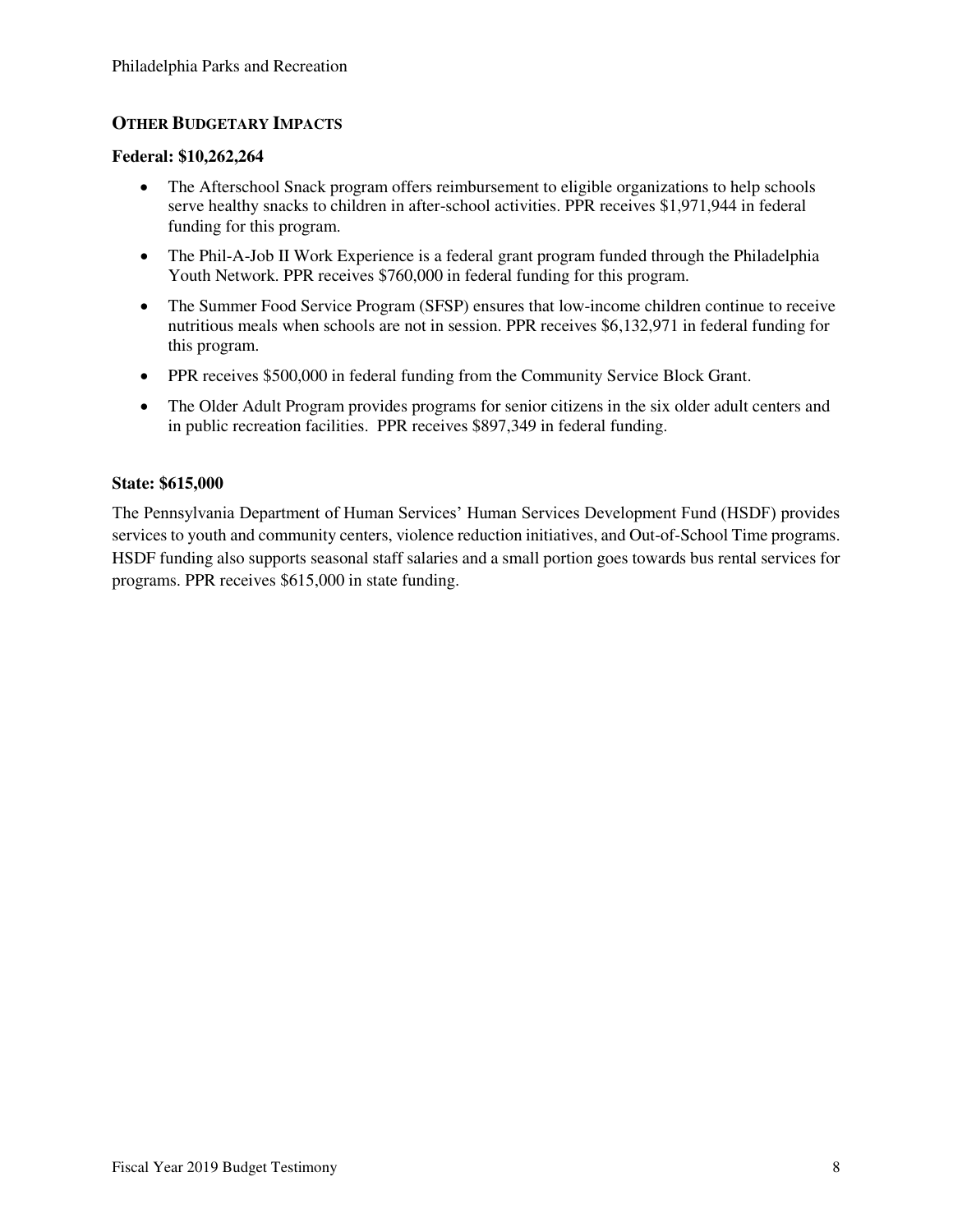## OTHER BUDGETARY IMPACTS

**Federal: $10,262,264**

- The Afterschool Snack program offers reimbursement to eligible organizations to help schools serve healthy snacks to children in after-school activities. PPR receives $1,971,944 in federal funding for this program.
- The Phil-A-Job II Work Experience is a federal grant program funded through the Philadelphia Youth Network. PPR receives $760,000 in federal funding for this program.
- The Summer Food Service Program (SFSP) ensures that low-income children continue to receive nutritious meals when schools are not in session. PPR receives $6,132,971 in federal funding for this program.
- PPR receives $500,000 in federal funding from the Community Service Block Grant.
- The Older Adult Program provides programs for senior citizens in the six older adult centers and in public recreation facilities. PPR receives $897,349 in federal funding.

**State: $615,000**

The Pennsylvania Department of Human Services' Human Services Development Fund (HSDF) provides services to youth and community centers, violence reduction initiatives, and Out-of-School Time programs. HSDF funding also supports seasonal staff salaries and a small portion goes towards bus rental services for programs. PPR receives $615,000 in state funding.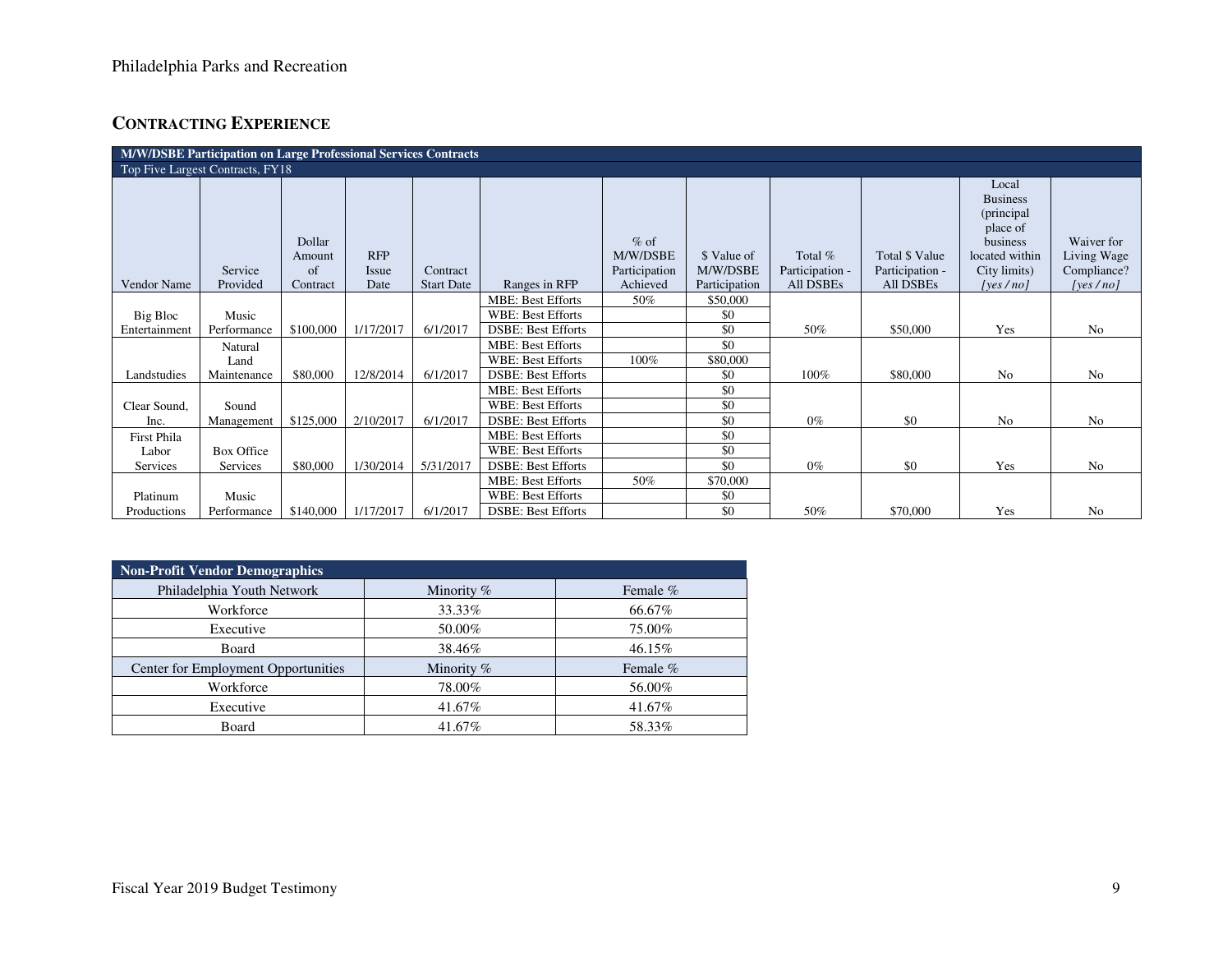Philadelphia Parks and Recreation

## CONTRACTING EXPERIENCE

| M/W/DSBE Participation on Large Professional Services Contracts | | | | | | | | | | | |
|---|---|---|---|---|---|---|---|---|---|---|---|
| Top Five Largest Contracts, FY18 | | | | | | | | | | | |
| Vendor Name | Service Provided | Dollar Amount of Contract | RFP Issue Date | Contract Start Date | Ranges in RFP | % of M/W/DSBE Participation Achieved | $ Value of M/W/DSBE Participation | Total % Participation - All DSBEs | Total $ Value Participation - All DSBEs | Local Business (principal place of business located within City limits) *[yes / no]* | Waiver for Living Wage Compliance? *[yes / no]* |
| Big Bloc Entertainment | Music Performance | $100,000 | 1/17/2017 | 6/1/2017 | MBE: Best Efforts | 50% | $50,000 | 50% | $50,000 | Yes | No |
| | | | | | WBE: Best Efforts | | $0 | | | | |
| | | | | | DSBE: Best Efforts | | $0 | | | | |
| Landstudies | Natural Land Maintenance | $80,000 | 12/8/2014 | 6/1/2017 | MBE: Best Efforts | | $0 | 100% | $80,000 | No | No |
| | | | | | WBE: Best Efforts | 100% | $80,000 | | | | |
| | | | | | DSBE: Best Efforts | | $0 | | | | |
| Clear Sound, Inc. | Sound Management | $125,000 | 2/10/2017 | 6/1/2017 | MBE: Best Efforts | | $0 | 0% | $0 | No | No |
| | | | | | WBE: Best Efforts | | $0 | | | | |
| | | | | | DSBE: Best Efforts | | $0 | | | | |
| First Phila Labor Services | Box Office Services | $80,000 | 1/30/2014 | 5/31/2017 | MBE: Best Efforts | | $0 | 0% | $0 | Yes | No |
| | | | | | WBE: Best Efforts | | $0 | | | | |
| | | | | | DSBE: Best Efforts | | $0 | | | | |
| Platinum Productions | Music Performance | $140,000 | 1/17/2017 | 6/1/2017 | MBE: Best Efforts | 50% | $70,000 | 50% | $70,000 | Yes | No |
| | | | | | WBE: Best Efforts | | $0 | | | | |
| | | | | | DSBE: Best Efforts | | $0 | | | | |

| Non-Profit Vendor Demographics | | |
|---|---|---|
| Philadelphia Youth Network | Minority % | Female % |
| Workforce | 33.33% | 66.67% |
| Executive | 50.00% | 75.00% |
| Board | 38.46% | 46.15% |
| Center for Employment Opportunities | Minority % | Female % |
| Workforce | 78.00% | 56.00% |
| Executive | 41.67% | 41.67% |
| Board | 41.67% | 58.33% |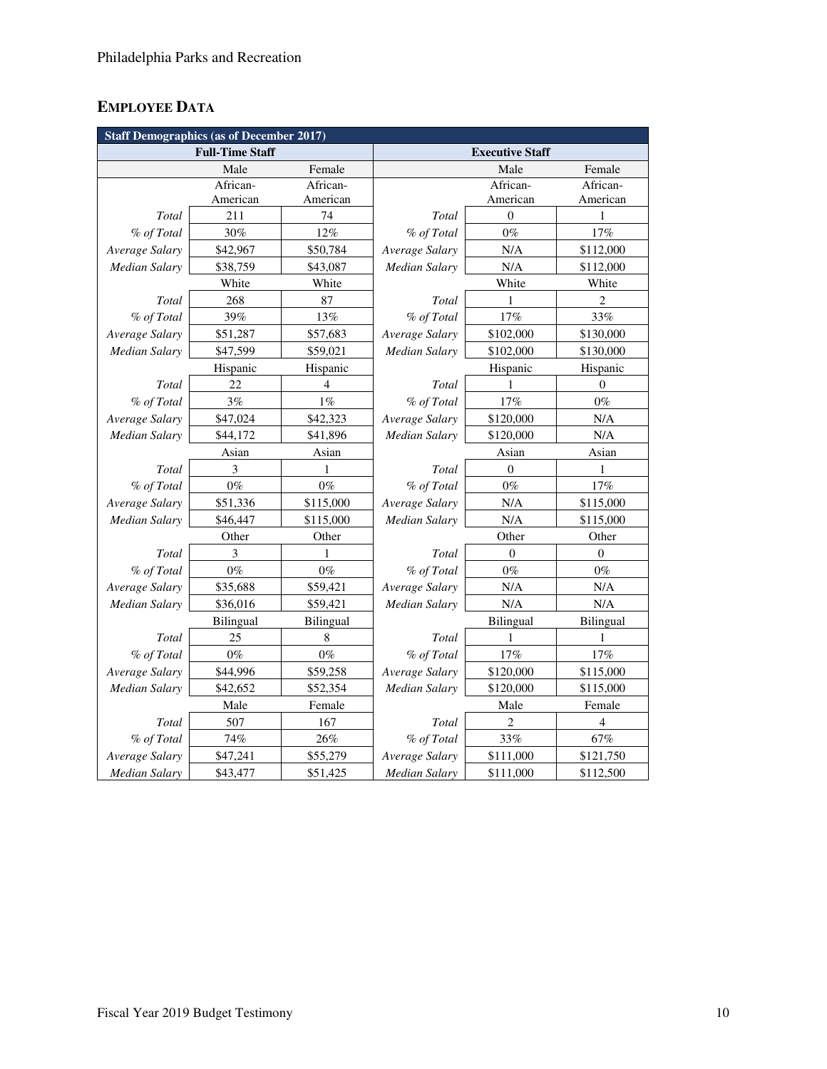## EMPLOYEE DATA

| Staff Demographics (as of December 2017) | | | | | |
|---|---|---|---|---|---|
| Full-Time Staff | | | Executive Staff | | |
| | Male | Female | | Male | Female |
| | African-American | African-American | | African-American | African-American |
| *Total* | 211 | 74 | *Total* | 0 | 1 |
| *% of Total* | 30% | 12% | *% of Total* | 0% | 17% |
| *Average Salary* | $42,967 | $50,784 | *Average Salary* | N/A | $112,000 |
| *Median Salary* | $38,759 | $43,087 | *Median Salary* | N/A | $112,000 |
| | White | White | | White | White |
| *Total* | 268 | 87 | *Total* | 1 | 2 |
| *% of Total* | 39% | 13% | *% of Total* | 17% | 33% |
| *Average Salary* | $51,287 | $57,683 | *Average Salary* | $102,000 | $130,000 |
| *Median Salary* | $47,599 | $59,021 | *Median Salary* | $102,000 | $130,000 |
| | Hispanic | Hispanic | | Hispanic | Hispanic |
| *Total* | 22 | 4 | *Total* | 1 | 0 |
| *% of Total* | 3% | 1% | *% of Total* | 17% | 0% |
| *Average Salary* | $47,024 | $42,323 | *Average Salary* | $120,000 | N/A |
| *Median Salary* | $44,172 | $41,896 | *Median Salary* | $120,000 | N/A |
| | Asian | Asian | | Asian | Asian |
| *Total* | 3 | 1 | *Total* | 0 | 1 |
| *% of Total* | 0% | 0% | *% of Total* | 0% | 17% |
| *Average Salary* | $51,336 | $115,000 | *Average Salary* | N/A | $115,000 |
| *Median Salary* | $46,447 | $115,000 | *Median Salary* | N/A | $115,000 |
| | Other | Other | | Other | Other |
| *Total* | 3 | 1 | *Total* | 0 | 0 |
| *% of Total* | 0% | 0% | *% of Total* | 0% | 0% |
| *Average Salary* | $35,688 | $59,421 | *Average Salary* | N/A | N/A |
| *Median Salary* | $36,016 | $59,421 | *Median Salary* | N/A | N/A |
| | Bilingual | Bilingual | | Bilingual | Bilingual |
| *Total* | 25 | 8 | *Total* | 1 | 1 |
| *% of Total* | 0% | 0% | *% of Total* | 17% | 17% |
| *Average Salary* | $44,996 | $59,258 | *Average Salary* | $120,000 | $115,000 |
| *Median Salary* | $42,652 | $52,354 | *Median Salary* | $120,000 | $115,000 |
| | Male | Female | | Male | Female |
| *Total* | 507 | 167 | *Total* | 2 | 4 |
| *% of Total* | 74% | 26% | *% of Total* | 33% | 67% |
| *Average Salary* | $47,241 | $55,279 | *Average Salary* | $111,000 | $121,750 |
| *Median Salary* | $43,477 | $51,425 | *Median Salary* | $111,000 | $112,500 |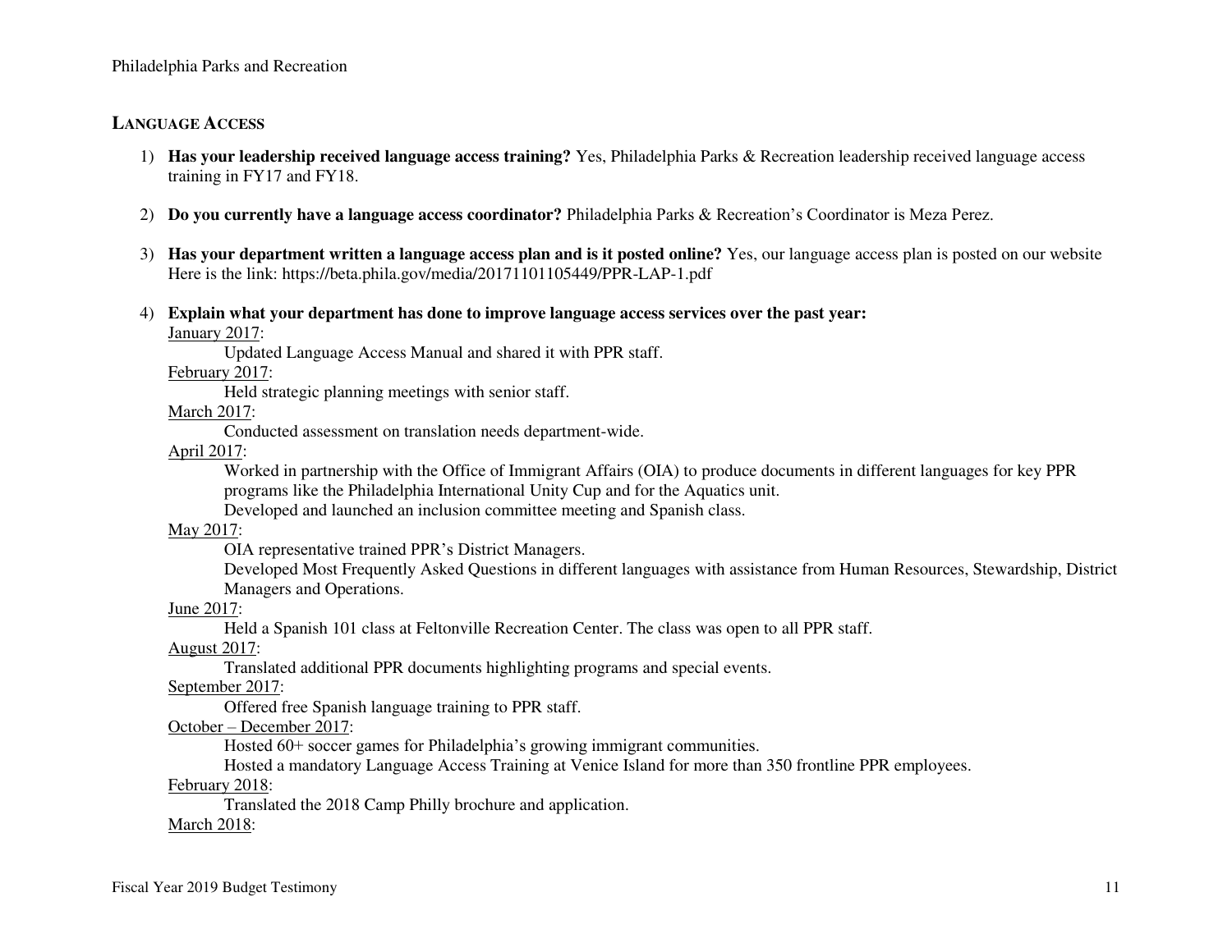## LANGUAGE ACCESS

1) **Has your leadership received language access training?** Yes, Philadelphia Parks & Recreation leadership received language access training in FY17 and FY18.

2) **Do you currently have a language access coordinator?** Philadelphia Parks & Recreation's Coordinator is Meza Perez.

3) **Has your department written a language access plan and is it posted online?** Yes, our language access plan is posted on our website Here is the link: https://beta.phila.gov/media/20171101105449/PPR-LAP-1.pdf

4) **Explain what your department has done to improve language access services over the past year:**

   <u>January 2017</u>:
   - Updated Language Access Manual and shared it with PPR staff.

   <u>February 2017</u>:
   - Held strategic planning meetings with senior staff.

   <u>March 2017</u>:
   - Conducted assessment on translation needs department-wide.

   <u>April 2017</u>:
   - Worked in partnership with the Office of Immigrant Affairs (OIA) to produce documents in different languages for key PPR programs like the Philadelphia International Unity Cup and for the Aquatics unit.
   - Developed and launched an inclusion committee meeting and Spanish class.

   <u>May 2017</u>:
   - OIA representative trained PPR's District Managers.
   - Developed Most Frequently Asked Questions in different languages with assistance from Human Resources, Stewardship, District Managers and Operations.

   <u>June 2017</u>:
   - Held a Spanish 101 class at Feltonville Recreation Center. The class was open to all PPR staff.

   <u>August 2017</u>:
   - Translated additional PPR documents highlighting programs and special events.

   <u>September 2017</u>:
   - Offered free Spanish language training to PPR staff.

   <u>October – December 2017</u>:
   - Hosted 60+ soccer games for Philadelphia's growing immigrant communities.
   - Hosted a mandatory Language Access Training at Venice Island for more than 350 frontline PPR employees.

   <u>February 2018</u>:
   - Translated the 2018 Camp Philly brochure and application.

   <u>March 2018</u>: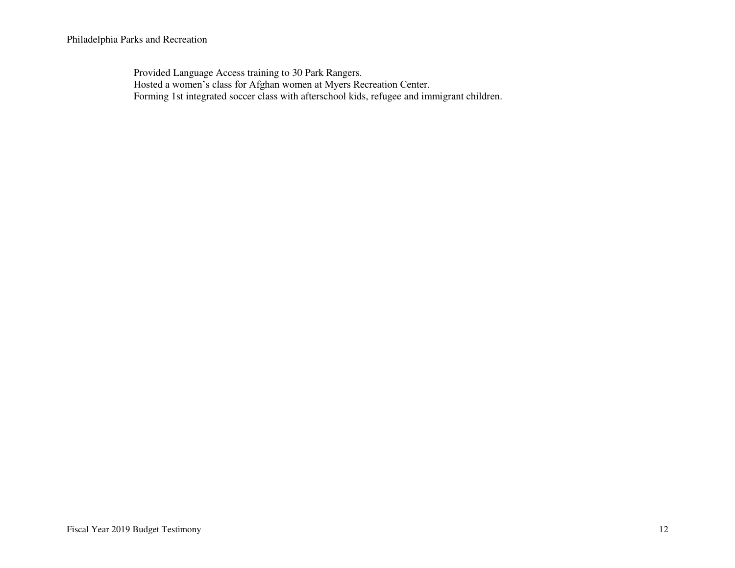Provided Language Access training to 30 Park Rangers.
Hosted a women's class for Afghan women at Myers Recreation Center.
Forming 1st integrated soccer class with afterschool kids, refugee and immigrant children.